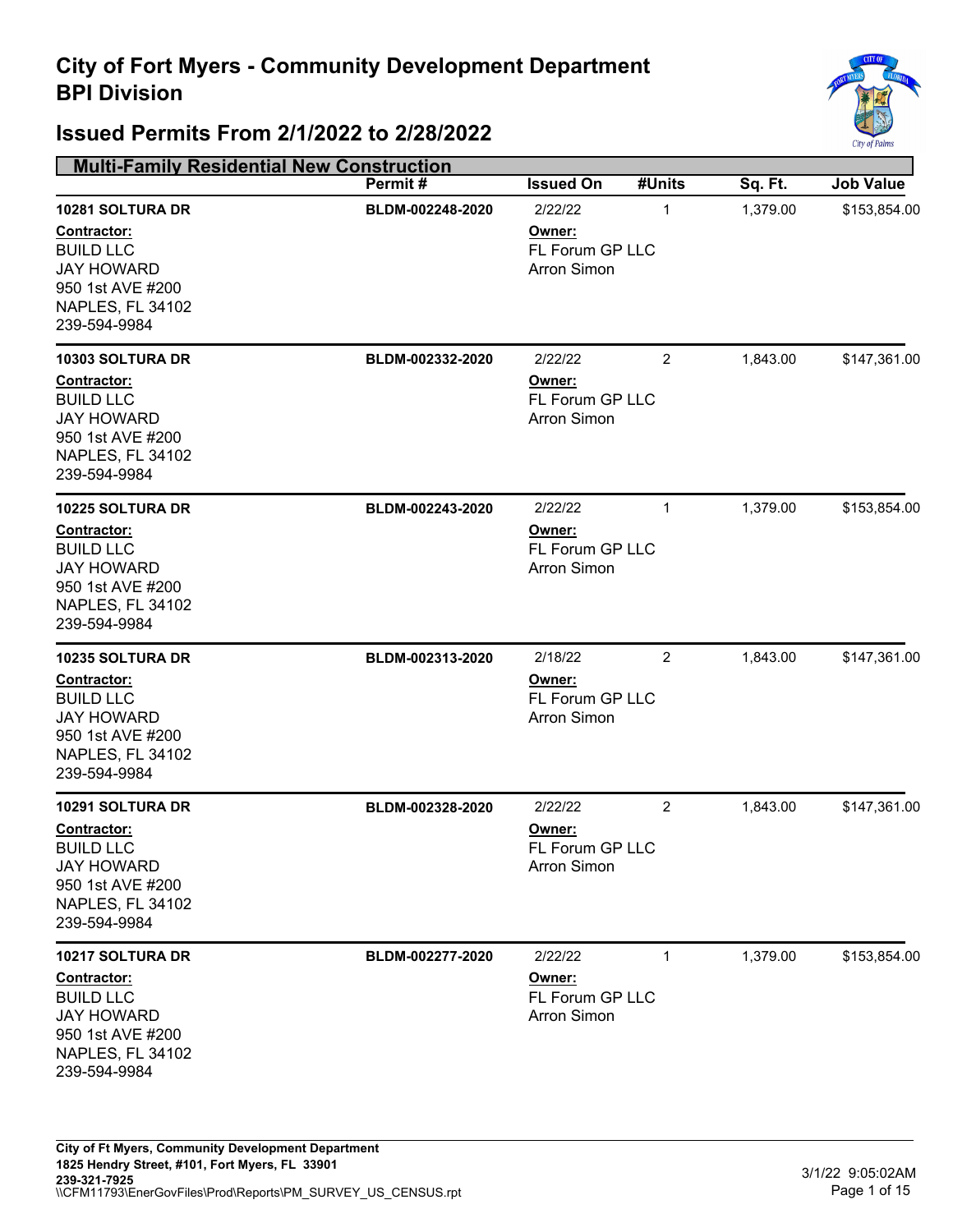# City of Fort Myers - Community Development Department
# BPI Division

## Issued Permits From 2/1/2022 to 2/28/2022

### Multi-Family Residential New Construction

| | Permit # | Issued On | #Units | Sq. Ft. | Job Value |
|---|---|---|---|---|---|
| **10281 SOLTURA DR** | BLDM-002248-2020 | 2/22/22 | 1 | 1,379.00 | $153,854.00 |
| **Contractor:** BUILD LLC, JAY HOWARD, 950 1st AVE #200, NAPLES, FL 34102, 239-594-9984 | | **Owner:** FL Forum GP LLC, Arron Simon | | | |
| **10303 SOLTURA DR** | BLDM-002332-2020 | 2/22/22 | 2 | 1,843.00 | $147,361.00 |
| **Contractor:** BUILD LLC, JAY HOWARD, 950 1st AVE #200, NAPLES, FL 34102, 239-594-9984 | | **Owner:** FL Forum GP LLC, Arron Simon | | | |
| **10225 SOLTURA DR** | BLDM-002243-2020 | 2/22/22 | 1 | 1,379.00 | $153,854.00 |
| **Contractor:** BUILD LLC, JAY HOWARD, 950 1st AVE #200, NAPLES, FL 34102, 239-594-9984 | | **Owner:** FL Forum GP LLC, Arron Simon | | | |
| **10235 SOLTURA DR** | BLDM-002313-2020 | 2/18/22 | 2 | 1,843.00 | $147,361.00 |
| **Contractor:** BUILD LLC, JAY HOWARD, 950 1st AVE #200, NAPLES, FL 34102, 239-594-9984 | | **Owner:** FL Forum GP LLC, Arron Simon | | | |
| **10291 SOLTURA DR** | BLDM-002328-2020 | 2/22/22 | 2 | 1,843.00 | $147,361.00 |
| **Contractor:** BUILD LLC, JAY HOWARD, 950 1st AVE #200, NAPLES, FL 34102, 239-594-9984 | | **Owner:** FL Forum GP LLC, Arron Simon | | | |
| **10217 SOLTURA DR** | BLDM-002277-2020 | 2/22/22 | 1 | 1,379.00 | $153,854.00 |
| **Contractor:** BUILD LLC, JAY HOWARD, 950 1st AVE #200, NAPLES, FL 34102, 239-594-9984 | | **Owner:** FL Forum GP LLC, Arron Simon | | | |

**City of Ft Myers, Community Development Department**
**1825 Hendry Street, #101, Fort Myers, FL 33901**
**239-321-7925**
\\CFM11793\EnerGovFiles\Prod\Reports\PM_SURVEY_US_CENSUS.rpt

3/1/22 9:05:02AM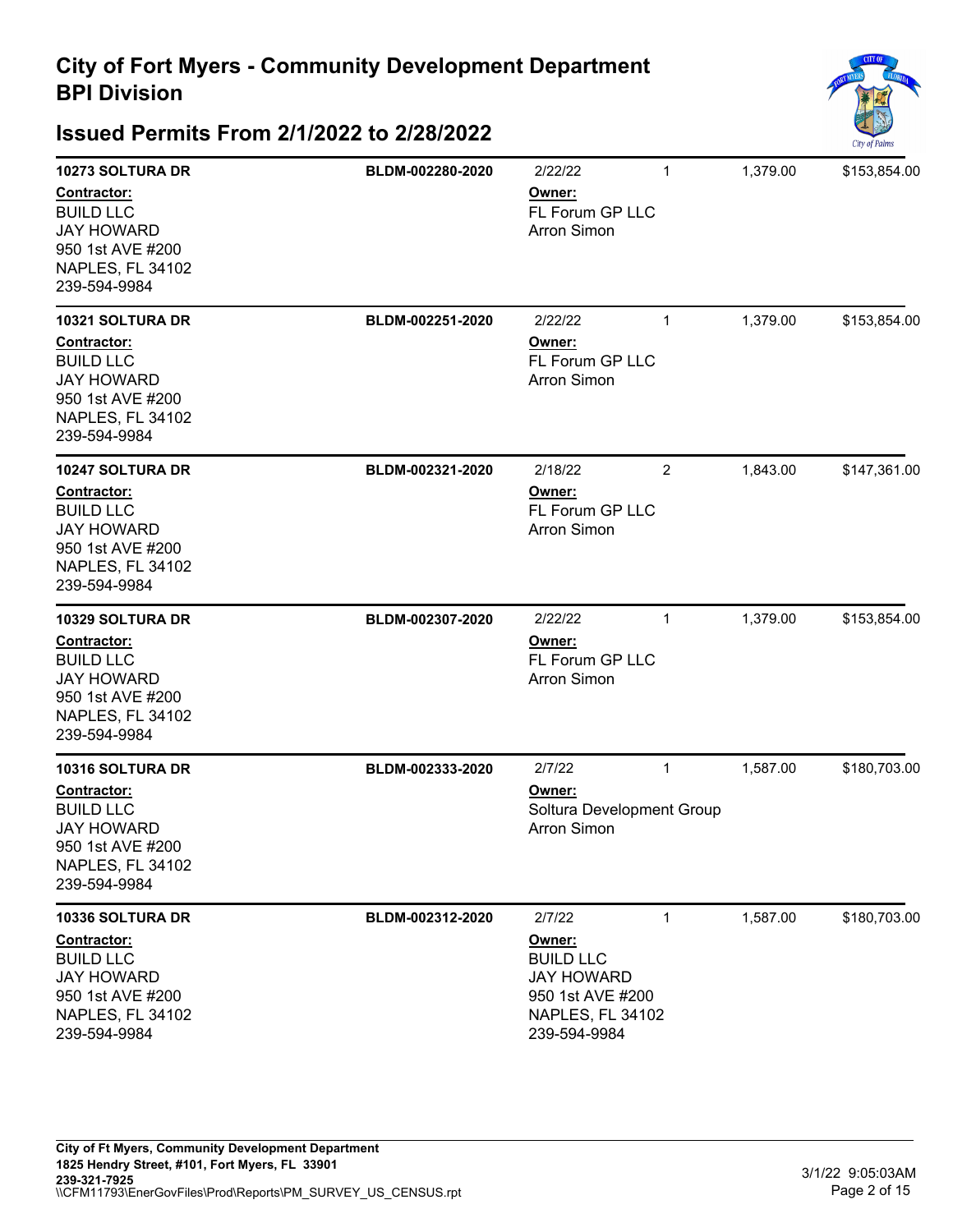# City of Fort Myers - Community Development Department
# BPI Division

## Issued Permits From 2/1/2022 to 2/28/2022

| Address / Contractor | Permit # | Issued / Owner | Units | Sq Ft | Value |
|---|---|---|---|---|---|
| **10273 SOLTURA DR**<br>**Contractor:**<br>BUILD LLC<br>JAY HOWARD<br>950 1st AVE #200<br>NAPLES, FL 34102<br>239-594-9984 | **BLDM-002280-2020** | 2/22/22<br>**Owner:**<br>FL Forum GP LLC<br>Arron Simon | 1 | 1,379.00 | $153,854.00 |
| **10321 SOLTURA DR**<br>**Contractor:**<br>BUILD LLC<br>JAY HOWARD<br>950 1st AVE #200<br>NAPLES, FL 34102<br>239-594-9984 | **BLDM-002251-2020** | 2/22/22<br>**Owner:**<br>FL Forum GP LLC<br>Arron Simon | 1 | 1,379.00 | $153,854.00 |
| **10247 SOLTURA DR**<br>**Contractor:**<br>BUILD LLC<br>JAY HOWARD<br>950 1st AVE #200<br>NAPLES, FL 34102<br>239-594-9984 | **BLDM-002321-2020** | 2/18/22<br>**Owner:**<br>FL Forum GP LLC<br>Arron Simon | 2 | 1,843.00 | $147,361.00 |
| **10329 SOLTURA DR**<br>**Contractor:**<br>BUILD LLC<br>JAY HOWARD<br>950 1st AVE #200<br>NAPLES, FL 34102<br>239-594-9984 | **BLDM-002307-2020** | 2/22/22<br>**Owner:**<br>FL Forum GP LLC<br>Arron Simon | 1 | 1,379.00 | $153,854.00 |
| **10316 SOLTURA DR**<br>**Contractor:**<br>BUILD LLC<br>JAY HOWARD<br>950 1st AVE #200<br>NAPLES, FL 34102<br>239-594-9984 | **BLDM-002333-2020** | 2/7/22<br>**Owner:**<br>Soltura Development Group<br>Arron Simon | 1 | 1,587.00 | $180,703.00 |
| **10336 SOLTURA DR**<br>**Contractor:**<br>BUILD LLC<br>JAY HOWARD<br>950 1st AVE #200<br>NAPLES, FL 34102<br>239-594-9984 | **BLDM-002312-2020** | 2/7/22<br>**Owner:**<br>BUILD LLC<br>JAY HOWARD<br>950 1st AVE #200<br>NAPLES, FL 34102<br>239-594-9984 | 1 | 1,587.00 | $180,703.00 |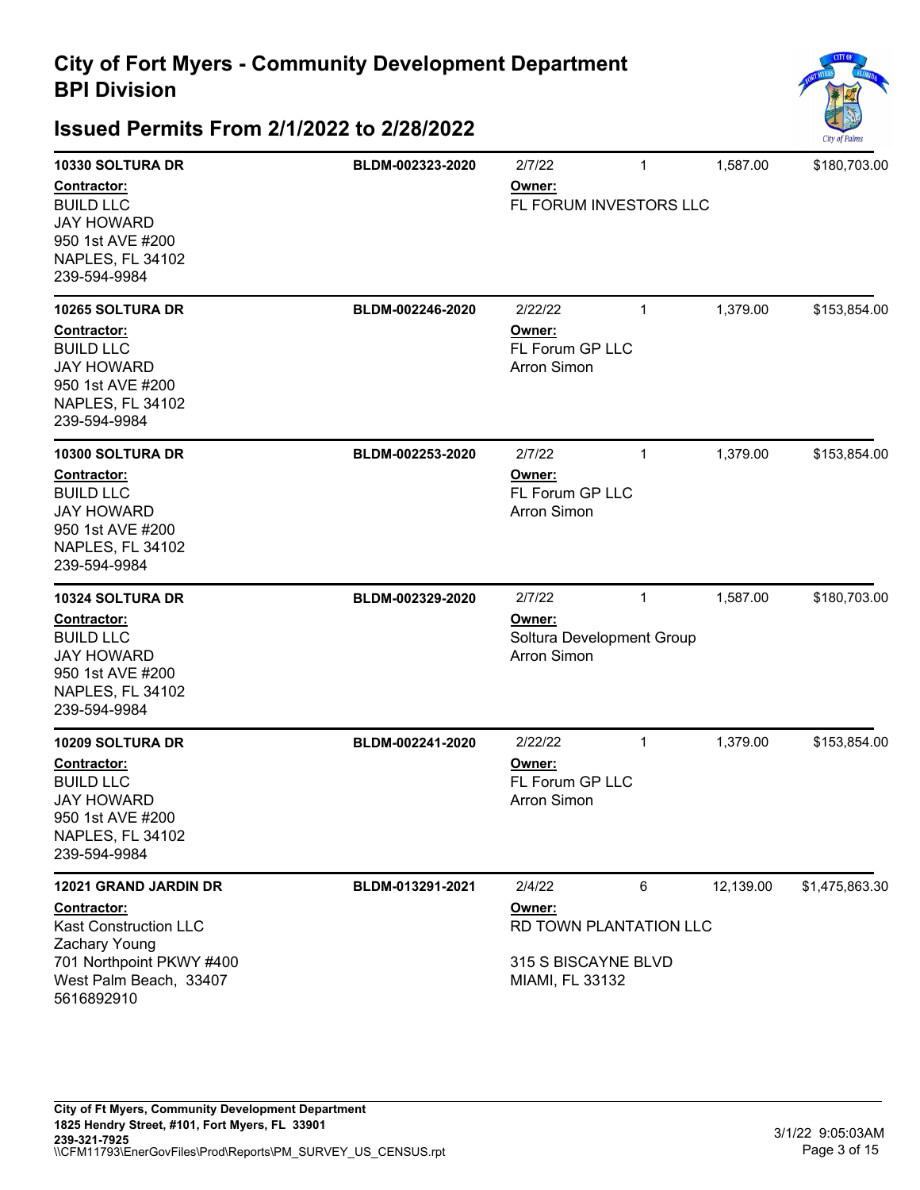# City of Fort Myers - Community Development Department
## BPI Division

## Issued Permits From 2/1/2022 to 2/28/2022

| Address / Contractor | Permit Number | Issued / Owner | Units | Sq Ft | Valuation |
|---|---|---|---|---|---|
| **10330 SOLTURA DR**<br>**Contractor:**<br>BUILD LLC<br>JAY HOWARD<br>950 1st AVE #200<br>NAPLES, FL 34102<br>239-594-9984 | BLDM-002323-2020 | 2/7/22<br>**Owner:**<br>FL FORUM INVESTORS LLC | 1 | 1,587.00 | $180,703.00 |
| **10265 SOLTURA DR**<br>**Contractor:**<br>BUILD LLC<br>JAY HOWARD<br>950 1st AVE #200<br>NAPLES, FL 34102<br>239-594-9984 | BLDM-002246-2020 | 2/22/22<br>**Owner:**<br>FL Forum GP LLC<br>Arron Simon | 1 | 1,379.00 | $153,854.00 |
| **10300 SOLTURA DR**<br>**Contractor:**<br>BUILD LLC<br>JAY HOWARD<br>950 1st AVE #200<br>NAPLES, FL 34102<br>239-594-9984 | BLDM-002253-2020 | 2/7/22<br>**Owner:**<br>FL Forum GP LLC<br>Arron Simon | 1 | 1,379.00 | $153,854.00 |
| **10324 SOLTURA DR**<br>**Contractor:**<br>BUILD LLC<br>JAY HOWARD<br>950 1st AVE #200<br>NAPLES, FL 34102<br>239-594-9984 | BLDM-002329-2020 | 2/7/22<br>**Owner:**<br>Soltura Development Group<br>Arron Simon | 1 | 1,587.00 | $180,703.00 |
| **10209 SOLTURA DR**<br>**Contractor:**<br>BUILD LLC<br>JAY HOWARD<br>950 1st AVE #200<br>NAPLES, FL 34102<br>239-594-9984 | BLDM-002241-2020 | 2/22/22<br>**Owner:**<br>FL Forum GP LLC<br>Arron Simon | 1 | 1,379.00 | $153,854.00 |
| **12021 GRAND JARDIN DR**<br>**Contractor:**<br>Kast Construction LLC<br>Zachary Young<br>701 Northpoint PKWY #400<br>West Palm Beach, 33407<br>5616892910 | BLDM-013291-2021 | 2/4/22<br>**Owner:**<br>RD TOWN PLANTATION LLC<br>315 S BISCAYNE BLVD<br>MIAMI, FL 33132 | 6 | 12,139.00 | $1,475,863.30 |

**City of Ft Myers, Community Development Department**
**1825 Hendry Street, #101, Fort Myers, FL 33901**
**239-321-7925**
\\CFM11793\EnerGovFiles\Prod\Reports\PM_SURVEY_US_CENSUS.rpt

3/1/22 9:05:03AM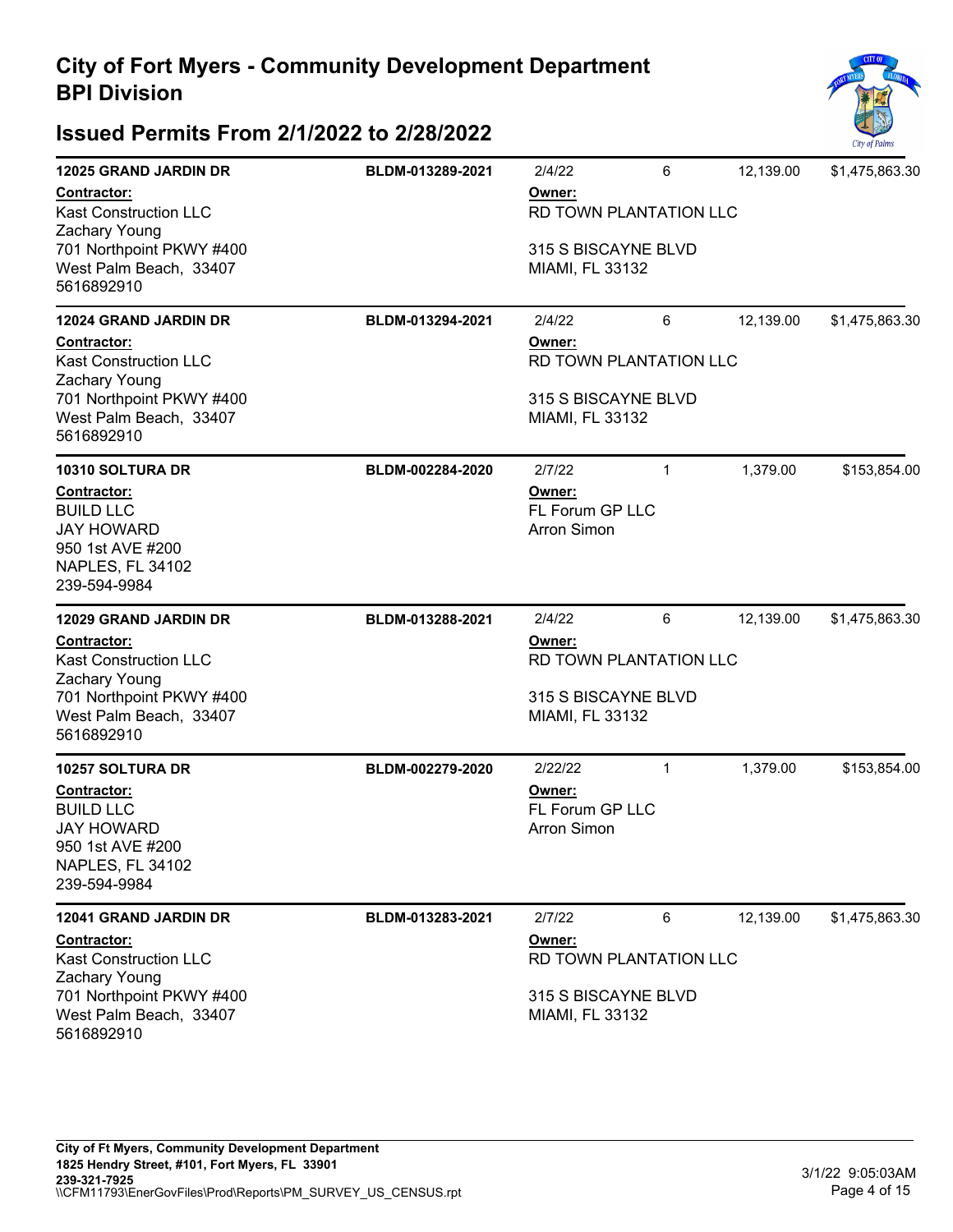## City of Fort Myers - Community Development Department
## BPI Division

## Issued Permits From 2/1/2022 to 2/28/2022

**12025 GRAND JARDIN DR** | **BLDM-013289-2021** | 2/4/22 | 6 | 12,139.00 | $1,475,863.30

**Contractor:**
Kast Construction LLC
Zachary Young
701 Northpoint PKWY #400
West Palm Beach, 33407
5616892910

**Owner:**
RD TOWN PLANTATION LLC

315 S BISCAYNE BLVD
MIAMI, FL 33132

---

**12024 GRAND JARDIN DR** | **BLDM-013294-2021** | 2/4/22 | 6 | 12,139.00 | $1,475,863.30

**Contractor:**
Kast Construction LLC
Zachary Young
701 Northpoint PKWY #400
West Palm Beach, 33407
5616892910

**Owner:**
RD TOWN PLANTATION LLC

315 S BISCAYNE BLVD
MIAMI, FL 33132

---

**10310 SOLTURA DR** | **BLDM-002284-2020** | 2/7/22 | 1 | 1,379.00 | $153,854.00

**Contractor:**
BUILD LLC
JAY HOWARD
950 1st AVE #200
NAPLES, FL 34102
239-594-9984

**Owner:**
FL Forum GP LLC
Arron Simon

---

**12029 GRAND JARDIN DR** | **BLDM-013288-2021** | 2/4/22 | 6 | 12,139.00 | $1,475,863.30

**Contractor:**
Kast Construction LLC
Zachary Young
701 Northpoint PKWY #400
West Palm Beach, 33407
5616892910

**Owner:**
RD TOWN PLANTATION LLC

315 S BISCAYNE BLVD
MIAMI, FL 33132

---

**10257 SOLTURA DR** | **BLDM-002279-2020** | 2/22/22 | 1 | 1,379.00 | $153,854.00

**Contractor:**
BUILD LLC
JAY HOWARD
950 1st AVE #200
NAPLES, FL 34102
239-594-9984

**Owner:**
FL Forum GP LLC
Arron Simon

---

**12041 GRAND JARDIN DR** | **BLDM-013283-2021** | 2/7/22 | 6 | 12,139.00 | $1,475,863.30

**Contractor:**
Kast Construction LLC
Zachary Young
701 Northpoint PKWY #400
West Palm Beach, 33407
5616892910

**Owner:**
RD TOWN PLANTATION LLC

315 S BISCAYNE BLVD
MIAMI, FL 33132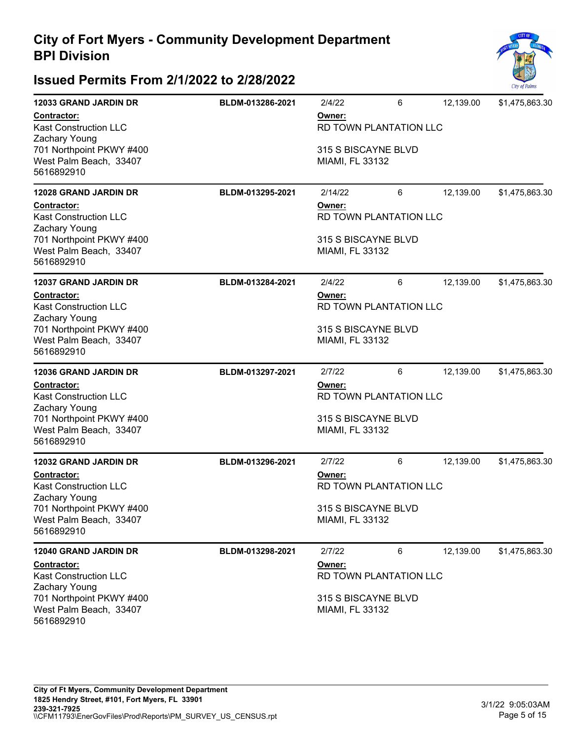# City of Fort Myers - Community Development Department
# BPI Division

## Issued Permits From 2/1/2022 to 2/28/2022

**12033 GRAND JARDIN DR** | **BLDM-013286-2021** | 2/4/22 | 6 | 12,139.00 | $1,475,863.30

**Contractor:**
Kast Construction LLC
Zachary Young
701 Northpoint PKWY #400
West Palm Beach, 33407
5616892910

**Owner:**
RD TOWN PLANTATION LLC

315 S BISCAYNE BLVD
MIAMI, FL 33132

---

**12028 GRAND JARDIN DR** | **BLDM-013295-2021** | 2/14/22 | 6 | 12,139.00 | $1,475,863.30

**Contractor:**
Kast Construction LLC
Zachary Young
701 Northpoint PKWY #400
West Palm Beach, 33407
5616892910

**Owner:**
RD TOWN PLANTATION LLC

315 S BISCAYNE BLVD
MIAMI, FL 33132

---

**12037 GRAND JARDIN DR** | **BLDM-013284-2021** | 2/4/22 | 6 | 12,139.00 | $1,475,863.30

**Contractor:**
Kast Construction LLC
Zachary Young
701 Northpoint PKWY #400
West Palm Beach, 33407
5616892910

**Owner:**
RD TOWN PLANTATION LLC

315 S BISCAYNE BLVD
MIAMI, FL 33132

---

**12036 GRAND JARDIN DR** | **BLDM-013297-2021** | 2/7/22 | 6 | 12,139.00 | $1,475,863.30

**Contractor:**
Kast Construction LLC
Zachary Young
701 Northpoint PKWY #400
West Palm Beach, 33407
5616892910

**Owner:**
RD TOWN PLANTATION LLC

315 S BISCAYNE BLVD
MIAMI, FL 33132

---

**12032 GRAND JARDIN DR** | **BLDM-013296-2021** | 2/7/22 | 6 | 12,139.00 | $1,475,863.30

**Contractor:**
Kast Construction LLC
Zachary Young
701 Northpoint PKWY #400
West Palm Beach, 33407
5616892910

**Owner:**
RD TOWN PLANTATION LLC

315 S BISCAYNE BLVD
MIAMI, FL 33132

---

**12040 GRAND JARDIN DR** | **BLDM-013298-2021** | 2/7/22 | 6 | 12,139.00 | $1,475,863.30

**Contractor:**
Kast Construction LLC
Zachary Young
701 Northpoint PKWY #400
West Palm Beach, 33407
5616892910

**Owner:**
RD TOWN PLANTATION LLC

315 S BISCAYNE BLVD
MIAMI, FL 33132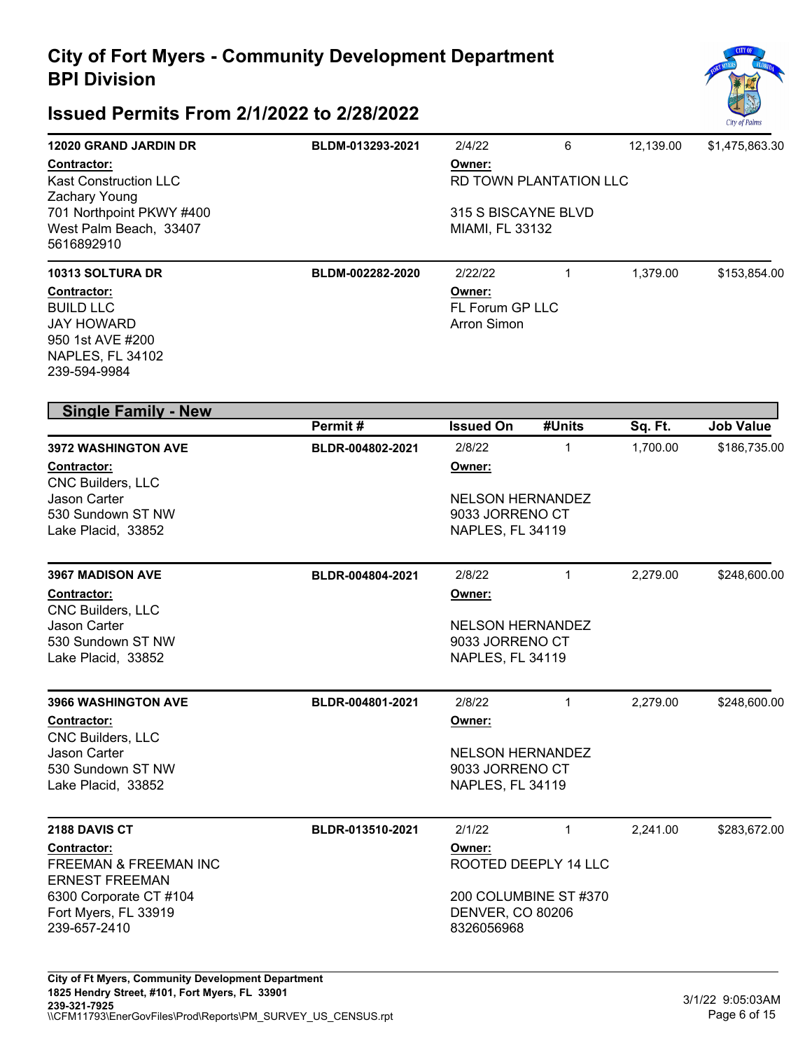# City of Fort Myers - Community Development Department
## BPI Division

## Issued Permits From 2/1/2022 to 2/28/2022

| | Permit # | Issued On | #Units | Sq. Ft. | Job Value |
|---|---|---|---|---|---|
| **12020 GRAND JARDIN DR** | BLDM-013293-2021 | 2/4/22 | 6 | 12,139.00 | $1,475,863.30 |

**Contractor:**
Kast Construction LLC
Zachary Young
701 Northpoint PKWY #400
West Palm Beach, 33407
5616892910

**Owner:**
RD TOWN PLANTATION LLC
315 S BISCAYNE BLVD
MIAMI, FL 33132

| | Permit # | Issued On | #Units | Sq. Ft. | Job Value |
|---|---|---|---|---|---|
| **10313 SOLTURA DR** | BLDM-002282-2020 | 2/22/22 | 1 | 1,379.00 | $153,854.00 |

**Contractor:**
BUILD LLC
JAY HOWARD
950 1st AVE #200
NAPLES, FL 34102
239-594-9984

**Owner:**
FL Forum GP LLC
Arron Simon

### Single Family - New

| | Permit # | Issued On | #Units | Sq. Ft. | Job Value |
|---|---|---|---|---|---|
| **3972 WASHINGTON AVE** | BLDR-004802-2021 | 2/8/22 | 1 | 1,700.00 | $186,735.00 |

**Contractor:**
CNC Builders, LLC
Jason Carter
530 Sundown ST NW
Lake Placid, 33852

**Owner:**
NELSON HERNANDEZ
9033 JORRENO CT
NAPLES, FL 34119

| | Permit # | Issued On | #Units | Sq. Ft. | Job Value |
|---|---|---|---|---|---|
| **3967 MADISON AVE** | BLDR-004804-2021 | 2/8/22 | 1 | 2,279.00 | $248,600.00 |

**Contractor:**
CNC Builders, LLC
Jason Carter
530 Sundown ST NW
Lake Placid, 33852

**Owner:**
NELSON HERNANDEZ
9033 JORRENO CT
NAPLES, FL 34119

| | Permit # | Issued On | #Units | Sq. Ft. | Job Value |
|---|---|---|---|---|---|
| **3966 WASHINGTON AVE** | BLDR-004801-2021 | 2/8/22 | 1 | 2,279.00 | $248,600.00 |

**Contractor:**
CNC Builders, LLC
Jason Carter
530 Sundown ST NW
Lake Placid, 33852

**Owner:**
NELSON HERNANDEZ
9033 JORRENO CT
NAPLES, FL 34119

| | Permit # | Issued On | #Units | Sq. Ft. | Job Value |
|---|---|---|---|---|---|
| **2188 DAVIS CT** | BLDR-013510-2021 | 2/1/22 | 1 | 2,241.00 | $283,672.00 |

**Contractor:**
FREEMAN & FREEMAN INC
ERNEST FREEMAN
6300 Corporate CT #104
Fort Myers, FL 33919
239-657-2410

**Owner:**
ROOTED DEEPLY 14 LLC
200 COLUMBINE ST #370
DENVER, CO 80206
8326056968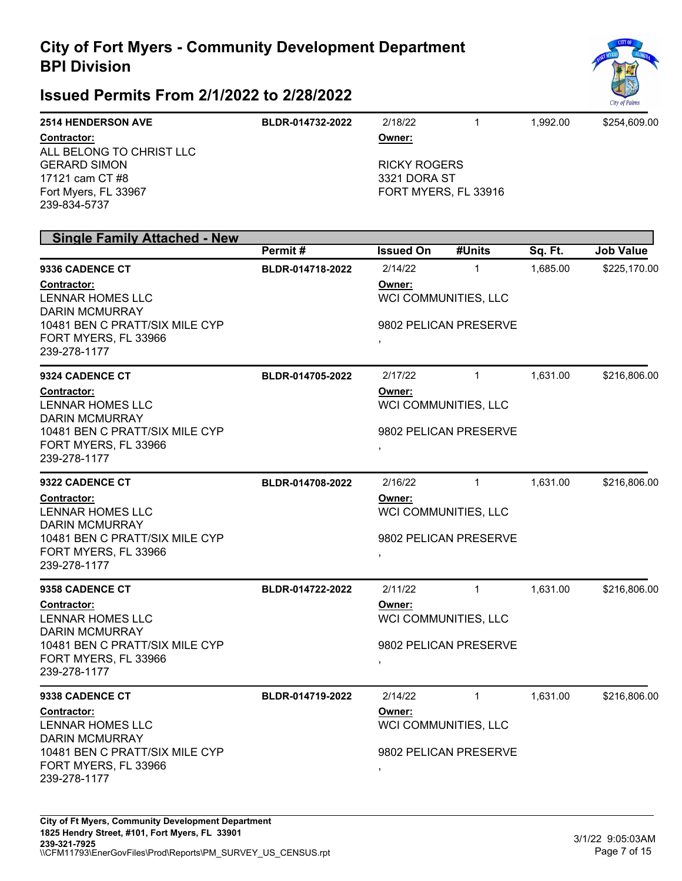# City of Fort Myers - Community Development Department
## BPI Division

## Issued Permits From 2/1/2022 to 2/28/2022

| | Permit # | Issued On | #Units | Sq. Ft. | Job Value |
|---|---|---|---|---|---|
| **2514 HENDERSON AVE** | BLDR-014732-2022 | 2/18/22 | 1 | 1,992.00 | $254,609.00 |

**Contractor:**
ALL BELONG TO CHRIST LLC
GERARD SIMON
17121 cam CT #8
Fort Myers, FL 33967
239-834-5737

**Owner:**
RICKY ROGERS
3321 DORA ST
FORT MYERS, FL 33916

### Single Family Attached - New

| | Permit # | Issued On | #Units | Sq. Ft. | Job Value |
|---|---|---|---|---|---|
| **9336 CADENCE CT** | BLDR-014718-2022 | 2/14/22 | 1 | 1,685.00 | $225,170.00 |

**Contractor:**
LENNAR HOMES LLC
DARIN MCMURRAY
10481 BEN C PRATT/SIX MILE CYP
FORT MYERS, FL 33966
239-278-1177

**Owner:**
WCI COMMUNITIES, LLC
9802 PELICAN PRESERVE
,

| | Permit # | Issued On | #Units | Sq. Ft. | Job Value |
|---|---|---|---|---|---|
| **9324 CADENCE CT** | BLDR-014705-2022 | 2/17/22 | 1 | 1,631.00 | $216,806.00 |

**Contractor:**
LENNAR HOMES LLC
DARIN MCMURRAY
10481 BEN C PRATT/SIX MILE CYP
FORT MYERS, FL 33966
239-278-1177

**Owner:**
WCI COMMUNITIES, LLC
9802 PELICAN PRESERVE
,

| | Permit # | Issued On | #Units | Sq. Ft. | Job Value |
|---|---|---|---|---|---|
| **9322 CADENCE CT** | BLDR-014708-2022 | 2/16/22 | 1 | 1,631.00 | $216,806.00 |

**Contractor:**
LENNAR HOMES LLC
DARIN MCMURRAY
10481 BEN C PRATT/SIX MILE CYP
FORT MYERS, FL 33966
239-278-1177

**Owner:**
WCI COMMUNITIES, LLC
9802 PELICAN PRESERVE
,

| | Permit # | Issued On | #Units | Sq. Ft. | Job Value |
|---|---|---|---|---|---|
| **9358 CADENCE CT** | BLDR-014722-2022 | 2/11/22 | 1 | 1,631.00 | $216,806.00 |

**Contractor:**
LENNAR HOMES LLC
DARIN MCMURRAY
10481 BEN C PRATT/SIX MILE CYP
FORT MYERS, FL 33966
239-278-1177

**Owner:**
WCI COMMUNITIES, LLC
9802 PELICAN PRESERVE
,

| | Permit # | Issued On | #Units | Sq. Ft. | Job Value |
|---|---|---|---|---|---|
| **9338 CADENCE CT** | BLDR-014719-2022 | 2/14/22 | 1 | 1,631.00 | $216,806.00 |

**Contractor:**
LENNAR HOMES LLC
DARIN MCMURRAY
10481 BEN C PRATT/SIX MILE CYP
FORT MYERS, FL 33966
239-278-1177

**Owner:**
WCI COMMUNITIES, LLC
9802 PELICAN PRESERVE
,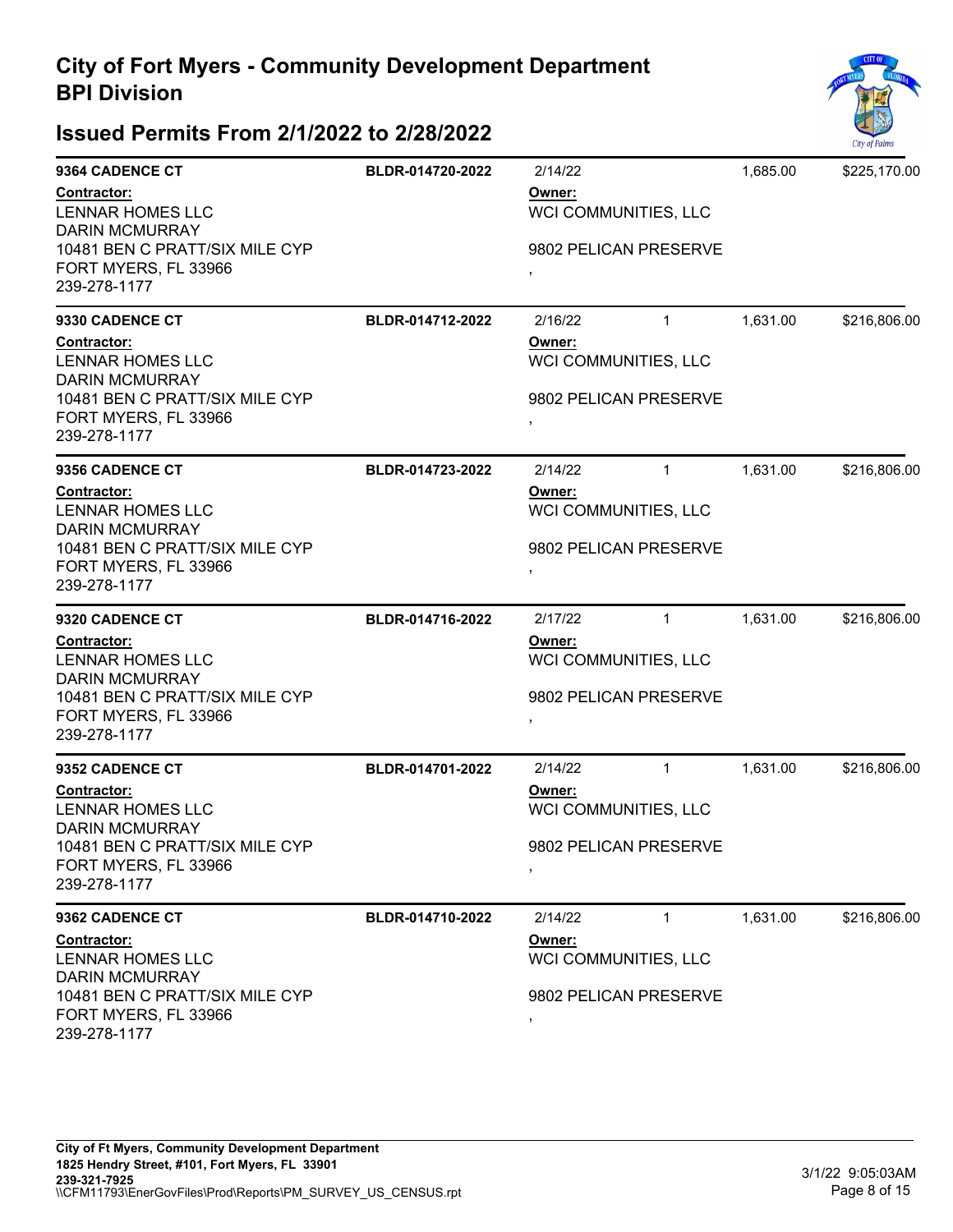## City of Fort Myers - Community Development Department
## BPI Division

## Issued Permits From 2/1/2022 to 2/28/2022

| Address / Contractor | Permit | Date / Owner | Units | Sq Ft | Value |
|---|---|---|---|---|---|
| **9364 CADENCE CT**<br>**Contractor:**<br>LENNAR HOMES LLC<br>DARIN MCMURRAY<br>10481 BEN C PRATT/SIX MILE CYP<br>FORT MYERS, FL 33966<br>239-278-1177 | **BLDR-014720-2022** | 2/14/22<br>**Owner:**<br>WCI COMMUNITIES, LLC<br>9802 PELICAN PRESERVE<br>, | | 1,685.00 | $225,170.00 |
| **9330 CADENCE CT**<br>**Contractor:**<br>LENNAR HOMES LLC<br>DARIN MCMURRAY<br>10481 BEN C PRATT/SIX MILE CYP<br>FORT MYERS, FL 33966<br>239-278-1177 | **BLDR-014712-2022** | 2/16/22<br>**Owner:**<br>WCI COMMUNITIES, LLC<br>9802 PELICAN PRESERVE<br>, | 1 | 1,631.00 | $216,806.00 |
| **9356 CADENCE CT**<br>**Contractor:**<br>LENNAR HOMES LLC<br>DARIN MCMURRAY<br>10481 BEN C PRATT/SIX MILE CYP<br>FORT MYERS, FL 33966<br>239-278-1177 | **BLDR-014723-2022** | 2/14/22<br>**Owner:**<br>WCI COMMUNITIES, LLC<br>9802 PELICAN PRESERVE<br>, | 1 | 1,631.00 | $216,806.00 |
| **9320 CADENCE CT**<br>**Contractor:**<br>LENNAR HOMES LLC<br>DARIN MCMURRAY<br>10481 BEN C PRATT/SIX MILE CYP<br>FORT MYERS, FL 33966<br>239-278-1177 | **BLDR-014716-2022** | 2/17/22<br>**Owner:**<br>WCI COMMUNITIES, LLC<br>9802 PELICAN PRESERVE<br>, | 1 | 1,631.00 | $216,806.00 |
| **9352 CADENCE CT**<br>**Contractor:**<br>LENNAR HOMES LLC<br>DARIN MCMURRAY<br>10481 BEN C PRATT/SIX MILE CYP<br>FORT MYERS, FL 33966<br>239-278-1177 | **BLDR-014701-2022** | 2/14/22<br>**Owner:**<br>WCI COMMUNITIES, LLC<br>9802 PELICAN PRESERVE<br>, | 1 | 1,631.00 | $216,806.00 |
| **9362 CADENCE CT**<br>**Contractor:**<br>LENNAR HOMES LLC<br>DARIN MCMURRAY<br>10481 BEN C PRATT/SIX MILE CYP<br>FORT MYERS, FL 33966<br>239-278-1177 | **BLDR-014710-2022** | 2/14/22<br>**Owner:**<br>WCI COMMUNITIES, LLC<br>9802 PELICAN PRESERVE<br>, | 1 | 1,631.00 | $216,806.00 |

**City of Ft Myers, Community Development Department**
**1825 Hendry Street, #101, Fort Myers, FL 33901**
**239-321-7925**
\\CFM11793\EnerGovFiles\Prod\Reports\PM_SURVEY_US_CENSUS.rpt

3/1/22 9:05:03AM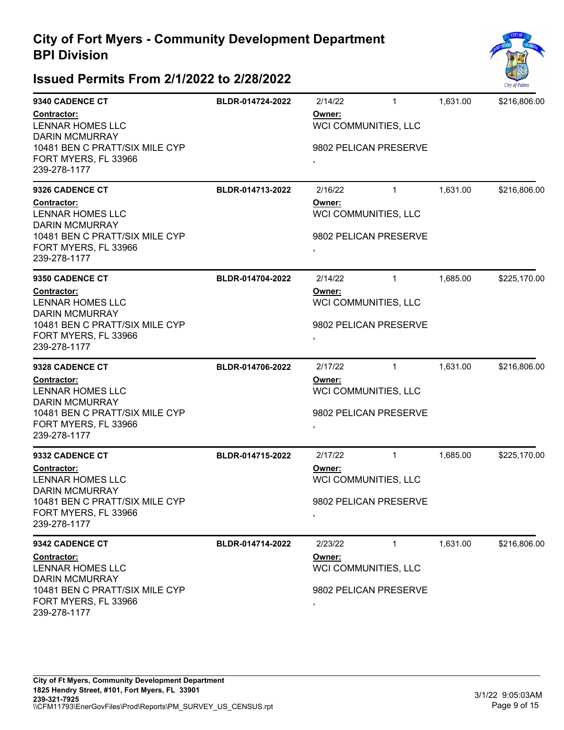# City of Fort Myers - Community Development Department
# BPI Division

## Issued Permits From 2/1/2022 to 2/28/2022

**9340 CADENCE CT** | **BLDR-014724-2022** | 2/14/22 | 1 | 1,631.00 | $216,806.00

**Contractor:**
LENNAR HOMES LLC
DARIN MCMURRAY
10481 BEN C PRATT/SIX MILE CYP
FORT MYERS, FL 33966
239-278-1177

**Owner:**
WCI COMMUNITIES, LLC

9802 PELICAN PRESERVE
,

---

**9326 CADENCE CT** | **BLDR-014713-2022** | 2/16/22 | 1 | 1,631.00 | $216,806.00

**Contractor:**
LENNAR HOMES LLC
DARIN MCMURRAY
10481 BEN C PRATT/SIX MILE CYP
FORT MYERS, FL 33966
239-278-1177

**Owner:**
WCI COMMUNITIES, LLC

9802 PELICAN PRESERVE
,

---

**9350 CADENCE CT** | **BLDR-014704-2022** | 2/14/22 | 1 | 1,685.00 | $225,170.00

**Contractor:**
LENNAR HOMES LLC
DARIN MCMURRAY
10481 BEN C PRATT/SIX MILE CYP
FORT MYERS, FL 33966
239-278-1177

**Owner:**
WCI COMMUNITIES, LLC

9802 PELICAN PRESERVE
,

---

**9328 CADENCE CT** | **BLDR-014706-2022** | 2/17/22 | 1 | 1,631.00 | $216,806.00

**Contractor:**
LENNAR HOMES LLC
DARIN MCMURRAY
10481 BEN C PRATT/SIX MILE CYP
FORT MYERS, FL 33966
239-278-1177

**Owner:**
WCI COMMUNITIES, LLC

9802 PELICAN PRESERVE
,

---

**9332 CADENCE CT** | **BLDR-014715-2022** | 2/17/22 | 1 | 1,685.00 | $225,170.00

**Contractor:**
LENNAR HOMES LLC
DARIN MCMURRAY
10481 BEN C PRATT/SIX MILE CYP
FORT MYERS, FL 33966
239-278-1177

**Owner:**
WCI COMMUNITIES, LLC

9802 PELICAN PRESERVE
,

---

**9342 CADENCE CT** | **BLDR-014714-2022** | 2/23/22 | 1 | 1,631.00 | $216,806.00

**Contractor:**
LENNAR HOMES LLC
DARIN MCMURRAY
10481 BEN C PRATT/SIX MILE CYP
FORT MYERS, FL 33966
239-278-1177

**Owner:**
WCI COMMUNITIES, LLC

9802 PELICAN PRESERVE
,

---

**City of Ft Myers, Community Development Department**
**1825 Hendry Street, #101, Fort Myers, FL 33901**
**239-321-7925**
\\CFM11793\EnerGovFiles\Prod\Reports\PM_SURVEY_US_CENSUS.rpt

3/1/22 9:05:03AM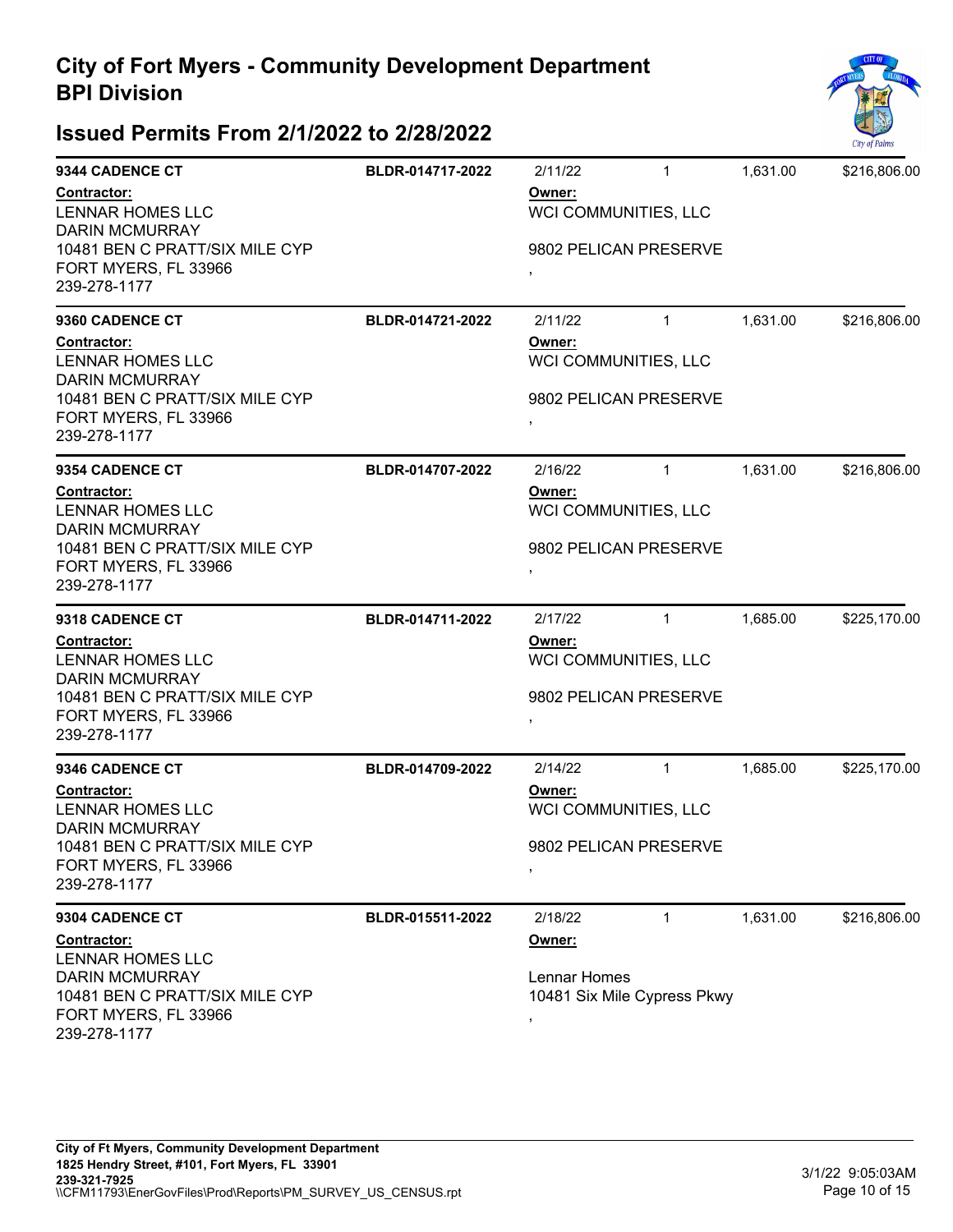# City of Fort Myers - Community Development Department
# BPI Division

## Issued Permits From 2/1/2022 to 2/28/2022

**9344 CADENCE CT** | **BLDR-014717-2022** | 2/11/22 | 1 | 1,631.00 | $216,806.00

**Contractor:**
LENNAR HOMES LLC
DARIN MCMURRAY
10481 BEN C PRATT/SIX MILE CYP
FORT MYERS, FL 33966
239-278-1177

**Owner:**
WCI COMMUNITIES, LLC

9802 PELICAN PRESERVE
,

---

**9360 CADENCE CT** | **BLDR-014721-2022** | 2/11/22 | 1 | 1,631.00 | $216,806.00

**Contractor:**
LENNAR HOMES LLC
DARIN MCMURRAY
10481 BEN C PRATT/SIX MILE CYP
FORT MYERS, FL 33966
239-278-1177

**Owner:**
WCI COMMUNITIES, LLC

9802 PELICAN PRESERVE
,

---

**9354 CADENCE CT** | **BLDR-014707-2022** | 2/16/22 | 1 | 1,631.00 | $216,806.00

**Contractor:**
LENNAR HOMES LLC
DARIN MCMURRAY
10481 BEN C PRATT/SIX MILE CYP
FORT MYERS, FL 33966
239-278-1177

**Owner:**
WCI COMMUNITIES, LLC

9802 PELICAN PRESERVE
,

---

**9318 CADENCE CT** | **BLDR-014711-2022** | 2/17/22 | 1 | 1,685.00 | $225,170.00

**Contractor:**
LENNAR HOMES LLC
DARIN MCMURRAY
10481 BEN C PRATT/SIX MILE CYP
FORT MYERS, FL 33966
239-278-1177

**Owner:**
WCI COMMUNITIES, LLC

9802 PELICAN PRESERVE
,

---

**9346 CADENCE CT** | **BLDR-014709-2022** | 2/14/22 | 1 | 1,685.00 | $225,170.00

**Contractor:**
LENNAR HOMES LLC
DARIN MCMURRAY
10481 BEN C PRATT/SIX MILE CYP
FORT MYERS, FL 33966
239-278-1177

**Owner:**
WCI COMMUNITIES, LLC

9802 PELICAN PRESERVE
,

---

**9304 CADENCE CT** | **BLDR-015511-2022** | 2/18/22 | 1 | 1,631.00 | $216,806.00

**Contractor:**
LENNAR HOMES LLC
DARIN MCMURRAY
10481 BEN C PRATT/SIX MILE CYP
FORT MYERS, FL 33966
239-278-1177

**Owner:**

Lennar Homes
10481 Six Mile Cypress Pkwy
,

---

**City of Ft Myers, Community Development Department**
**1825 Hendry Street, #101, Fort Myers, FL 33901**
**239-321-7925**
\\CFM11793\EnerGovFiles\Prod\Reports\PM_SURVEY_US_CENSUS.rpt

3/1/22 9:05:03AM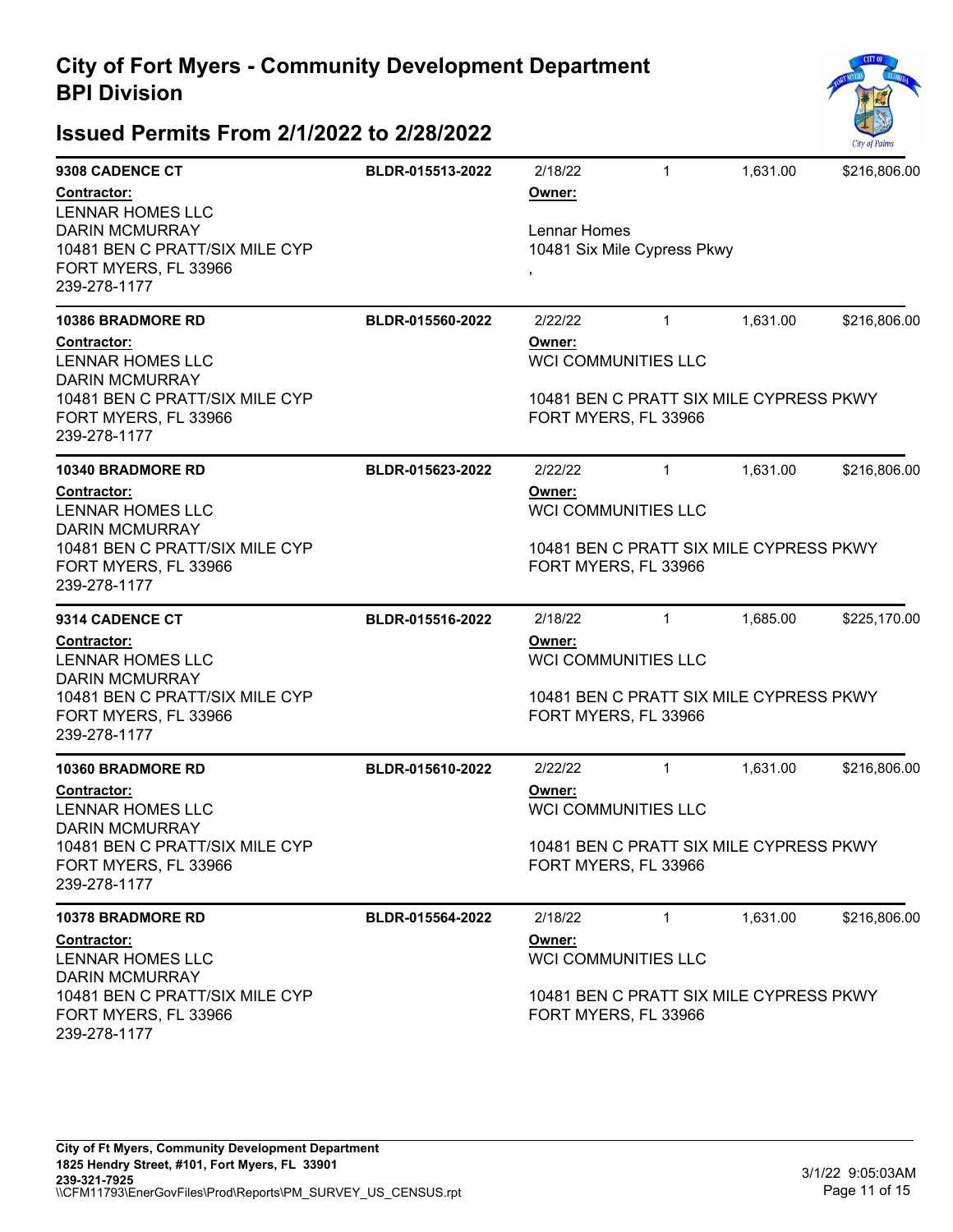# City of Fort Myers - Community Development Department
## BPI Division

## Issued Permits From 2/1/2022 to 2/28/2022

| Address / Contractor | Permit # | Issued / Owner | Units | Sq Ft | Value |
|---|---|---|---|---|---|
| **9308 CADENCE CT**<br>**Contractor:**<br>LENNAR HOMES LLC<br>DARIN MCMURRAY<br>10481 BEN C PRATT/SIX MILE CYP<br>FORT MYERS, FL 33966<br>239-278-1177 | BLDR-015513-2022 | 2/18/22<br>**Owner:**<br>Lennar Homes<br>10481 Six Mile Cypress Pkwy<br>, | 1 | 1,631.00 | $216,806.00 |
| **10386 BRADMORE RD**<br>**Contractor:**<br>LENNAR HOMES LLC<br>DARIN MCMURRAY<br>10481 BEN C PRATT/SIX MILE CYP<br>FORT MYERS, FL 33966<br>239-278-1177 | BLDR-015560-2022 | 2/22/22<br>**Owner:**<br>WCI COMMUNITIES LLC<br>10481 BEN C PRATT SIX MILE CYPRESS PKWY<br>FORT MYERS, FL 33966 | 1 | 1,631.00 | $216,806.00 |
| **10340 BRADMORE RD**<br>**Contractor:**<br>LENNAR HOMES LLC<br>DARIN MCMURRAY<br>10481 BEN C PRATT/SIX MILE CYP<br>FORT MYERS, FL 33966<br>239-278-1177 | BLDR-015623-2022 | 2/22/22<br>**Owner:**<br>WCI COMMUNITIES LLC<br>10481 BEN C PRATT SIX MILE CYPRESS PKWY<br>FORT MYERS, FL 33966 | 1 | 1,631.00 | $216,806.00 |
| **9314 CADENCE CT**<br>**Contractor:**<br>LENNAR HOMES LLC<br>DARIN MCMURRAY<br>10481 BEN C PRATT/SIX MILE CYP<br>FORT MYERS, FL 33966<br>239-278-1177 | BLDR-015516-2022 | 2/18/22<br>**Owner:**<br>WCI COMMUNITIES LLC<br>10481 BEN C PRATT SIX MILE CYPRESS PKWY<br>FORT MYERS, FL 33966 | 1 | 1,685.00 | $225,170.00 |
| **10360 BRADMORE RD**<br>**Contractor:**<br>LENNAR HOMES LLC<br>DARIN MCMURRAY<br>10481 BEN C PRATT/SIX MILE CYP<br>FORT MYERS, FL 33966<br>239-278-1177 | BLDR-015610-2022 | 2/22/22<br>**Owner:**<br>WCI COMMUNITIES LLC<br>10481 BEN C PRATT SIX MILE CYPRESS PKWY<br>FORT MYERS, FL 33966 | 1 | 1,631.00 | $216,806.00 |
| **10378 BRADMORE RD**<br>**Contractor:**<br>LENNAR HOMES LLC<br>DARIN MCMURRAY<br>10481 BEN C PRATT/SIX MILE CYP<br>FORT MYERS, FL 33966<br>239-278-1177 | BLDR-015564-2022 | 2/18/22<br>**Owner:**<br>WCI COMMUNITIES LLC<br>10481 BEN C PRATT SIX MILE CYPRESS PKWY<br>FORT MYERS, FL 33966 | 1 | 1,631.00 | $216,806.00 |

**City of Ft Myers, Community Development Department**
**1825 Hendry Street, #101, Fort Myers, FL 33901**
**239-321-7925**
\\CFM11793\EnerGovFiles\Prod\Reports\PM_SURVEY_US_CENSUS.rpt

3/1/22 9:05:03AM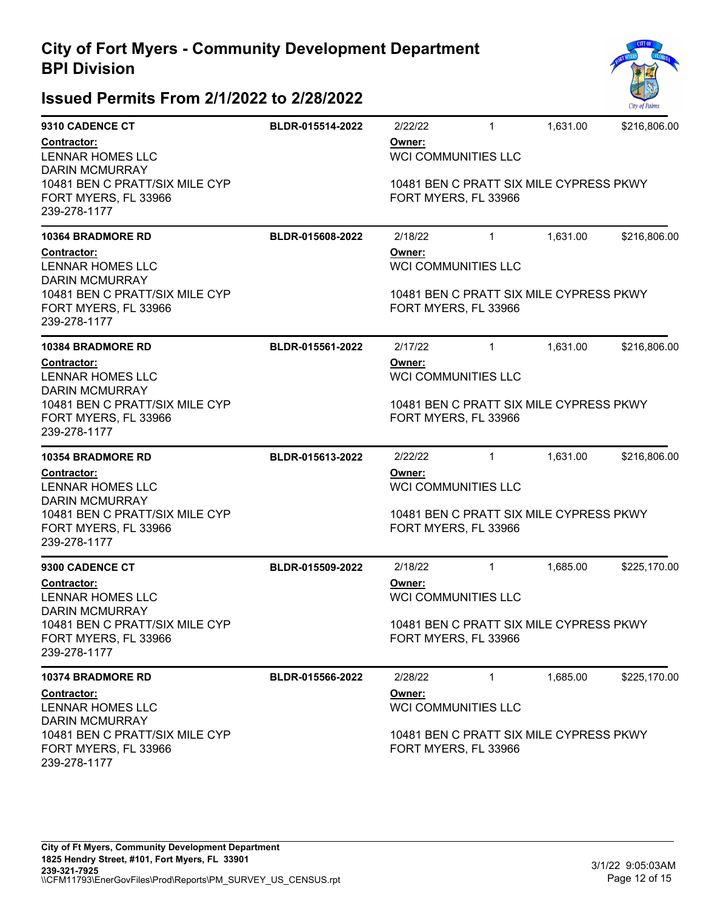# City of Fort Myers - Community Development Department
# BPI Division

## Issued Permits From 2/1/2022 to 2/28/2022

| Address | Permit # | Issued | Units | Sq Ft | Valuation |
|---|---|---|---|---|---|
| **9310 CADENCE CT** | **BLDR-015514-2022** | 2/22/22 | 1 | 1,631.00 | $216,806.00 |

**Contractor:**
LENNAR HOMES LLC
DARIN MCMURRAY
10481 BEN C PRATT/SIX MILE CYP
FORT MYERS, FL 33966
239-278-1177

**Owner:**
WCI COMMUNITIES LLC

10481 BEN C PRATT SIX MILE CYPRESS PKWY
FORT MYERS, FL 33966

---

| Address | Permit # | Issued | Units | Sq Ft | Valuation |
|---|---|---|---|---|---|
| **10364 BRADMORE RD** | **BLDR-015608-2022** | 2/18/22 | 1 | 1,631.00 | $216,806.00 |

**Contractor:**
LENNAR HOMES LLC
DARIN MCMURRAY
10481 BEN C PRATT/SIX MILE CYP
FORT MYERS, FL 33966
239-278-1177

**Owner:**
WCI COMMUNITIES LLC

10481 BEN C PRATT SIX MILE CYPRESS PKWY
FORT MYERS, FL 33966

---

| Address | Permit # | Issued | Units | Sq Ft | Valuation |
|---|---|---|---|---|---|
| **10384 BRADMORE RD** | **BLDR-015561-2022** | 2/17/22 | 1 | 1,631.00 | $216,806.00 |

**Contractor:**
LENNAR HOMES LLC
DARIN MCMURRAY
10481 BEN C PRATT/SIX MILE CYP
FORT MYERS, FL 33966
239-278-1177

**Owner:**
WCI COMMUNITIES LLC

10481 BEN C PRATT SIX MILE CYPRESS PKWY
FORT MYERS, FL 33966

---

| Address | Permit # | Issued | Units | Sq Ft | Valuation |
|---|---|---|---|---|---|
| **10354 BRADMORE RD** | **BLDR-015613-2022** | 2/22/22 | 1 | 1,631.00 | $216,806.00 |

**Contractor:**
LENNAR HOMES LLC
DARIN MCMURRAY
10481 BEN C PRATT/SIX MILE CYP
FORT MYERS, FL 33966
239-278-1177

**Owner:**
WCI COMMUNITIES LLC

10481 BEN C PRATT SIX MILE CYPRESS PKWY
FORT MYERS, FL 33966

---

| Address | Permit # | Issued | Units | Sq Ft | Valuation |
|---|---|---|---|---|---|
| **9300 CADENCE CT** | **BLDR-015509-2022** | 2/18/22 | 1 | 1,685.00 | $225,170.00 |

**Contractor:**
LENNAR HOMES LLC
DARIN MCMURRAY
10481 BEN C PRATT/SIX MILE CYP
FORT MYERS, FL 33966
239-278-1177

**Owner:**
WCI COMMUNITIES LLC

10481 BEN C PRATT SIX MILE CYPRESS PKWY
FORT MYERS, FL 33966

---

| Address | Permit # | Issued | Units | Sq Ft | Valuation |
|---|---|---|---|---|---|
| **10374 BRADMORE RD** | **BLDR-015566-2022** | 2/28/22 | 1 | 1,685.00 | $225,170.00 |

**Contractor:**
LENNAR HOMES LLC
DARIN MCMURRAY
10481 BEN C PRATT/SIX MILE CYP
FORT MYERS, FL 33966
239-278-1177

**Owner:**
WCI COMMUNITIES LLC

10481 BEN C PRATT SIX MILE CYPRESS PKWY
FORT MYERS, FL 33966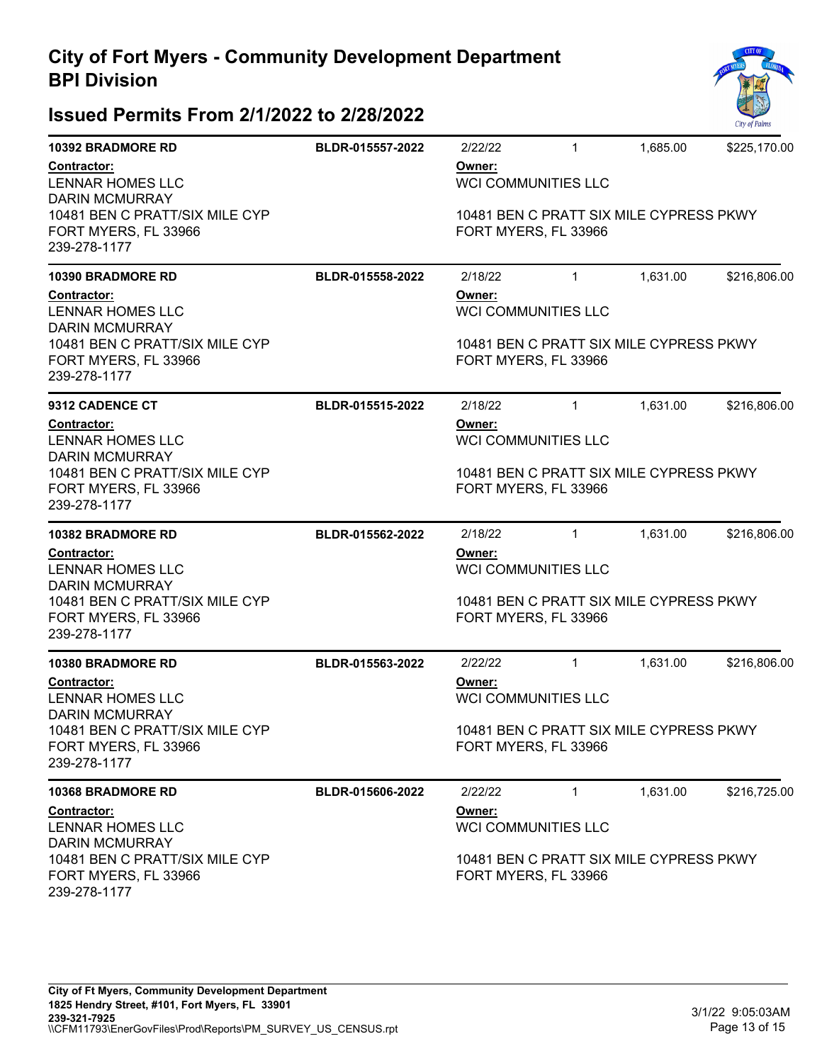# City of Fort Myers - Community Development Department
# BPI Division

## Issued Permits From 2/1/2022 to 2/28/2022

| Address | Permit | Date | Units | Sq Ft | Value |
|---|---|---|---|---|---|
| **10392 BRADMORE RD** | **BLDR-015557-2022** | 2/22/22 | 1 | 1,685.00 | $225,170.00 |

**Contractor:**
LENNAR HOMES LLC
DARIN MCMURRAY
10481 BEN C PRATT/SIX MILE CYP
FORT MYERS, FL 33966
239-278-1177

**Owner:**
WCI COMMUNITIES LLC

10481 BEN C PRATT SIX MILE CYPRESS PKWY
FORT MYERS, FL 33966

---

| Address | Permit | Date | Units | Sq Ft | Value |
|---|---|---|---|---|---|
| **10390 BRADMORE RD** | **BLDR-015558-2022** | 2/18/22 | 1 | 1,631.00 | $216,806.00 |

**Contractor:**
LENNAR HOMES LLC
DARIN MCMURRAY
10481 BEN C PRATT/SIX MILE CYP
FORT MYERS, FL 33966
239-278-1177

**Owner:**
WCI COMMUNITIES LLC

10481 BEN C PRATT SIX MILE CYPRESS PKWY
FORT MYERS, FL 33966

---

| Address | Permit | Date | Units | Sq Ft | Value |
|---|---|---|---|---|---|
| **9312 CADENCE CT** | **BLDR-015515-2022** | 2/18/22 | 1 | 1,631.00 | $216,806.00 |

**Contractor:**
LENNAR HOMES LLC
DARIN MCMURRAY
10481 BEN C PRATT/SIX MILE CYP
FORT MYERS, FL 33966
239-278-1177

**Owner:**
WCI COMMUNITIES LLC

10481 BEN C PRATT SIX MILE CYPRESS PKWY
FORT MYERS, FL 33966

---

| Address | Permit | Date | Units | Sq Ft | Value |
|---|---|---|---|---|---|
| **10382 BRADMORE RD** | **BLDR-015562-2022** | 2/18/22 | 1 | 1,631.00 | $216,806.00 |

**Contractor:**
LENNAR HOMES LLC
DARIN MCMURRAY
10481 BEN C PRATT/SIX MILE CYP
FORT MYERS, FL 33966
239-278-1177

**Owner:**
WCI COMMUNITIES LLC

10481 BEN C PRATT SIX MILE CYPRESS PKWY
FORT MYERS, FL 33966

---

| Address | Permit | Date | Units | Sq Ft | Value |
|---|---|---|---|---|---|
| **10380 BRADMORE RD** | **BLDR-015563-2022** | 2/22/22 | 1 | 1,631.00 | $216,806.00 |

**Contractor:**
LENNAR HOMES LLC
DARIN MCMURRAY
10481 BEN C PRATT/SIX MILE CYP
FORT MYERS, FL 33966
239-278-1177

**Owner:**
WCI COMMUNITIES LLC

10481 BEN C PRATT SIX MILE CYPRESS PKWY
FORT MYERS, FL 33966

---

| Address | Permit | Date | Units | Sq Ft | Value |
|---|---|---|---|---|---|
| **10368 BRADMORE RD** | **BLDR-015606-2022** | 2/22/22 | 1 | 1,631.00 | $216,725.00 |

**Contractor:**
LENNAR HOMES LLC
DARIN MCMURRAY
10481 BEN C PRATT/SIX MILE CYP
FORT MYERS, FL 33966
239-278-1177

**Owner:**
WCI COMMUNITIES LLC

10481 BEN C PRATT SIX MILE CYPRESS PKWY
FORT MYERS, FL 33966

---

**City of Ft Myers, Community Development Department**
**1825 Hendry Street, #101, Fort Myers, FL 33901**
**239-321-7925**
\\CFM11793\EnerGovFiles\Prod\Reports\PM_SURVEY_US_CENSUS.rpt

3/1/22 9:05:03AM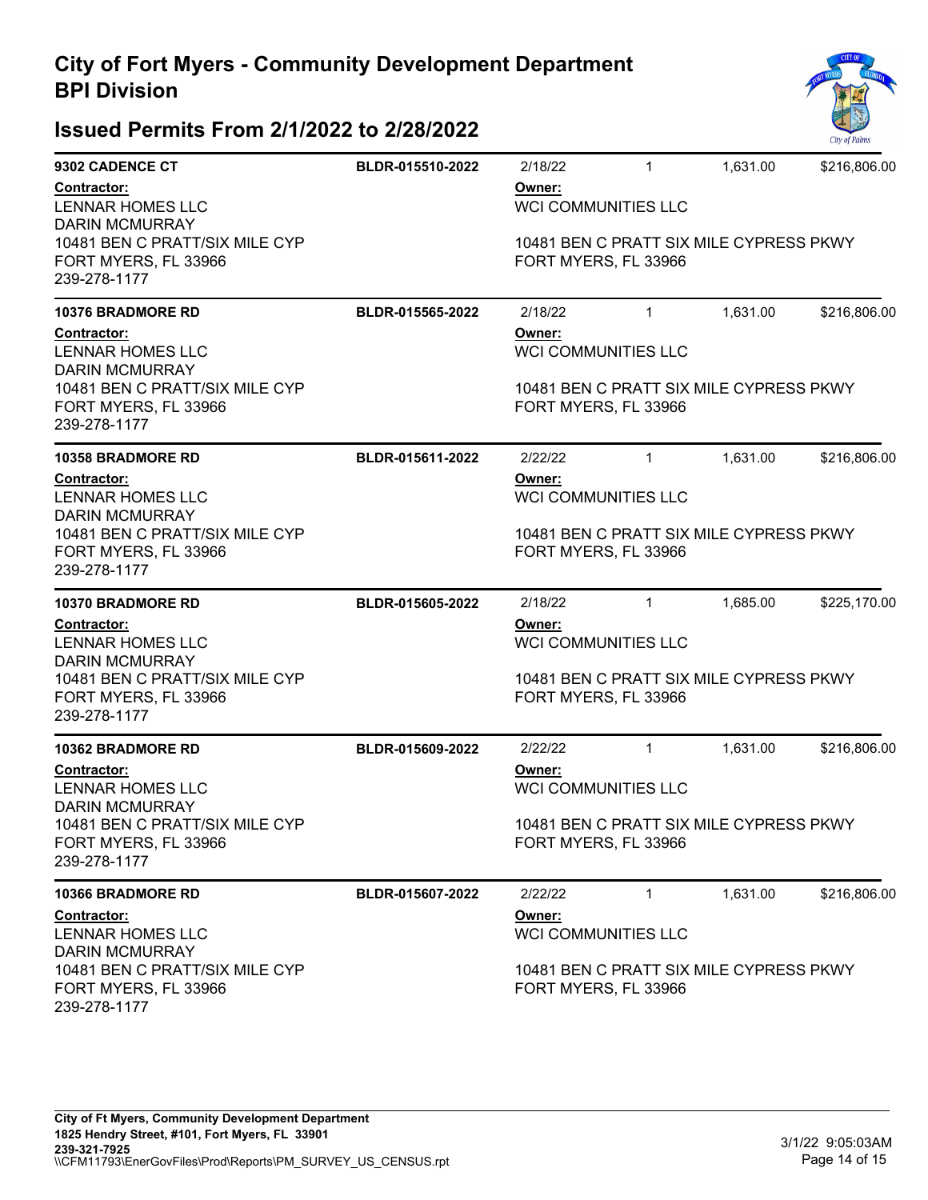# City of Fort Myers - Community Development Department
# BPI Division

## Issued Permits From 2/1/2022 to 2/28/2022

**9302 CADENCE CT** | **BLDR-015510-2022** | 2/18/22 | 1 | 1,631.00 | $216,806.00

**Contractor:**
LENNAR HOMES LLC
DARIN MCMURRAY
10481 BEN C PRATT/SIX MILE CYP
FORT MYERS, FL 33966
239-278-1177

**Owner:**
WCI COMMUNITIES LLC

10481 BEN C PRATT SIX MILE CYPRESS PKWY
FORT MYERS, FL 33966

---

**10376 BRADMORE RD** | **BLDR-015565-2022** | 2/18/22 | 1 | 1,631.00 | $216,806.00

**Contractor:**
LENNAR HOMES LLC
DARIN MCMURRAY
10481 BEN C PRATT/SIX MILE CYP
FORT MYERS, FL 33966
239-278-1177

**Owner:**
WCI COMMUNITIES LLC

10481 BEN C PRATT SIX MILE CYPRESS PKWY
FORT MYERS, FL 33966

---

**10358 BRADMORE RD** | **BLDR-015611-2022** | 2/22/22 | 1 | 1,631.00 | $216,806.00

**Contractor:**
LENNAR HOMES LLC
DARIN MCMURRAY
10481 BEN C PRATT/SIX MILE CYP
FORT MYERS, FL 33966
239-278-1177

**Owner:**
WCI COMMUNITIES LLC

10481 BEN C PRATT SIX MILE CYPRESS PKWY
FORT MYERS, FL 33966

---

**10370 BRADMORE RD** | **BLDR-015605-2022** | 2/18/22 | 1 | 1,685.00 | $225,170.00

**Contractor:**
LENNAR HOMES LLC
DARIN MCMURRAY
10481 BEN C PRATT/SIX MILE CYP
FORT MYERS, FL 33966
239-278-1177

**Owner:**
WCI COMMUNITIES LLC

10481 BEN C PRATT SIX MILE CYPRESS PKWY
FORT MYERS, FL 33966

---

**10362 BRADMORE RD** | **BLDR-015609-2022** | 2/22/22 | 1 | 1,631.00 | $216,806.00

**Contractor:**
LENNAR HOMES LLC
DARIN MCMURRAY
10481 BEN C PRATT/SIX MILE CYP
FORT MYERS, FL 33966
239-278-1177

**Owner:**
WCI COMMUNITIES LLC

10481 BEN C PRATT SIX MILE CYPRESS PKWY
FORT MYERS, FL 33966

---

**10366 BRADMORE RD** | **BLDR-015607-2022** | 2/22/22 | 1 | 1,631.00 | $216,806.00

**Contractor:**
LENNAR HOMES LLC
DARIN MCMURRAY
10481 BEN C PRATT/SIX MILE CYP
FORT MYERS, FL 33966
239-278-1177

**Owner:**
WCI COMMUNITIES LLC

10481 BEN C PRATT SIX MILE CYPRESS PKWY
FORT MYERS, FL 33966

---

**City of Ft Myers, Community Development Department**
**1825 Hendry Street, #101, Fort Myers, FL 33901**
**239-321-7925**
\\CFM11793\EnerGovFiles\Prod\Reports\PM_SURVEY_US_CENSUS.rpt

3/1/22 9:05:03AM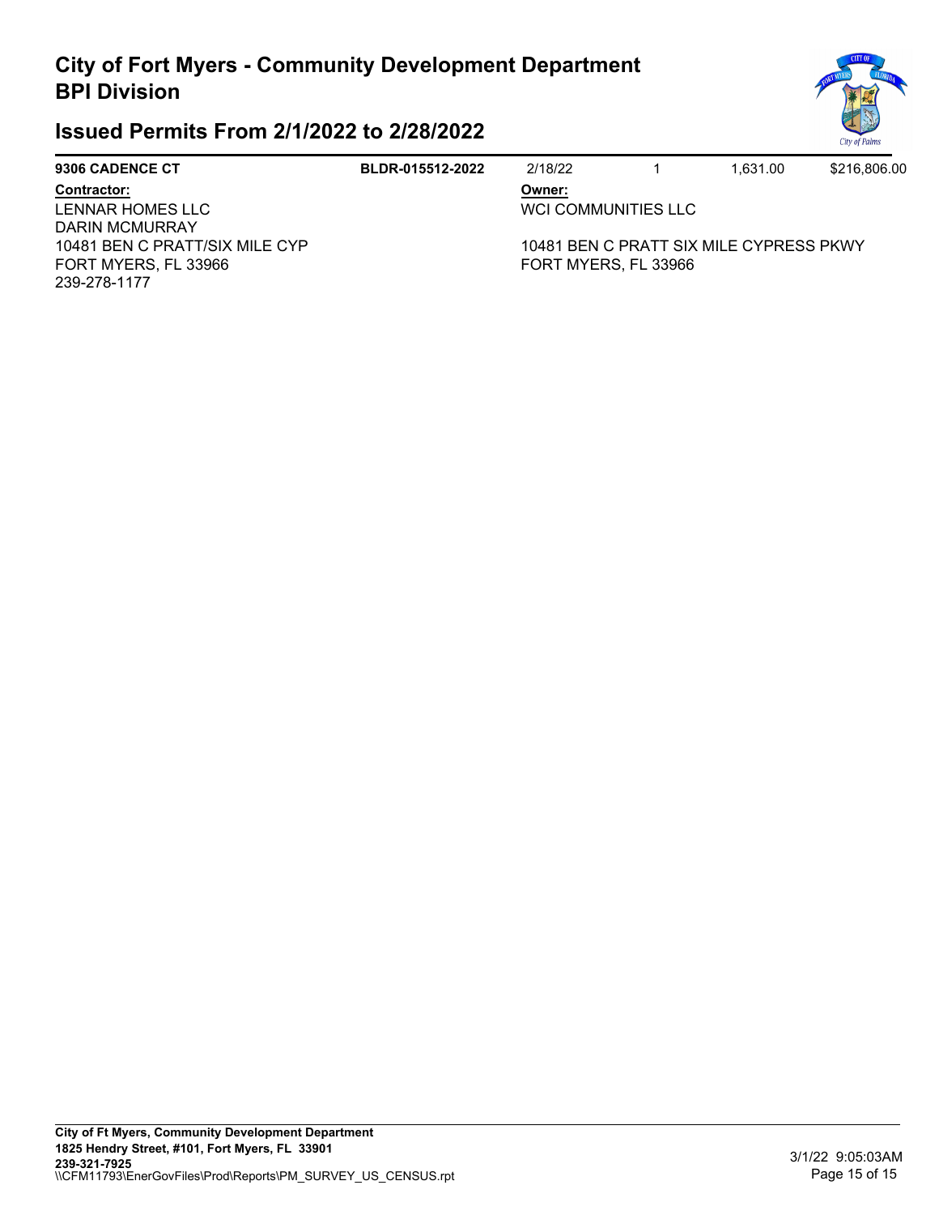# City of Fort Myers - Community Development Department
## BPI Division

## Issued Permits From 2/1/2022 to 2/28/2022

| | | | | | |
|---|---|---|---|---|---|
| **9306 CADENCE CT** | **BLDR-015512-2022** | 2/18/22 | 1 | 1,631.00 | $216,806.00 |

**Contractor:**
LENNAR HOMES LLC
DARIN MCMURRAY
10481 BEN C PRATT/SIX MILE CYP
FORT MYERS, FL 33966
239-278-1177

**Owner:**
WCI COMMUNITIES LLC

10481 BEN C PRATT SIX MILE CYPRESS PKWY
FORT MYERS, FL 33966